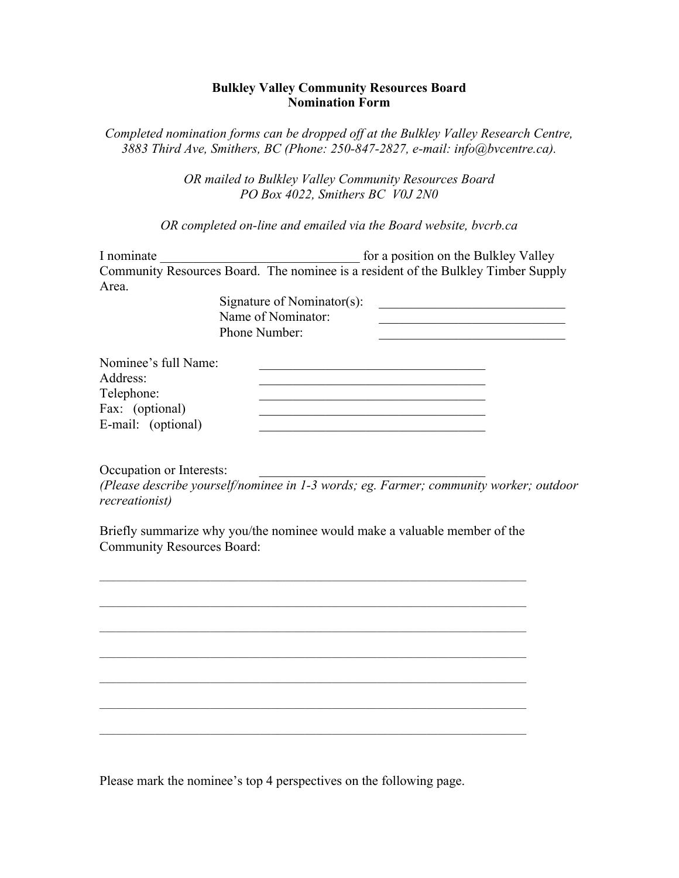**Bulkley Valley Community Resources Board**
**Nomination Form**

*Completed nomination forms can be dropped off at the Bulkley Valley Research Centre, 3883 Third Ave, Smithers, BC (Phone: 250-847-2827, e-mail: info@bvcentre.ca).*

*OR mailed to Bulkley Valley Community Resources Board PO Box 4022, Smithers BC V0J 2N0*

*OR completed on-line and emailed via the Board website, bvcrb.ca*

I nominate ______________________________ for a position on the Bulkley Valley Community Resources Board. The nominee is a resident of the Bulkley Timber Supply Area.

Signature of Nominator(s): ____________________________
Name of Nominator: ____________________________
Phone Number: ____________________________

Nominee's full Name: ___________________________________
Address: ___________________________________
Telephone: ___________________________________
Fax: (optional) ___________________________________
E-mail: (optional) ___________________________________

Occupation or Interests: ___________________________________
*(Please describe yourself/nominee in 1-3 words; eg. Farmer; community worker; outdoor recreationist)*

Briefly summarize why you/the nominee would make a valuable member of the Community Resources Board:

_________________________________________________________________

_________________________________________________________________

_________________________________________________________________

_________________________________________________________________

_________________________________________________________________

_________________________________________________________________

_________________________________________________________________

Please mark the nominee's top 4 perspectives on the following page.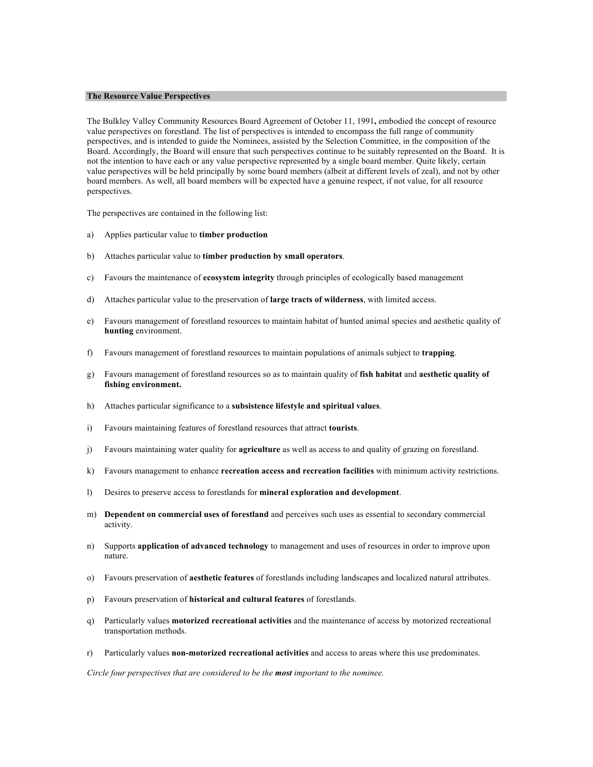## The Resource Value Perspectives

The Bulkley Valley Community Resources Board Agreement of October 11, 1991**,** embodied the concept of resource value perspectives on forestland. The list of perspectives is intended to encompass the full range of community perspectives, and is intended to guide the Nominees, assisted by the Selection Committee, in the composition of the Board. Accordingly, the Board will ensure that such perspectives continue to be suitably represented on the Board. It is not the intention to have each or any value perspective represented by a single board member. Quite likely, certain value perspectives will be held principally by some board members (albeit at different levels of zeal), and not by other board members. As well, all board members will be expected have a genuine respect, if not value, for all resource perspectives.

The perspectives are contained in the following list:

a) Applies particular value to **timber production**

b) Attaches particular value to **timber production by small operators**.

c) Favours the maintenance of **ecosystem integrity** through principles of ecologically based management

d) Attaches particular value to the preservation of **large tracts of wilderness**, with limited access.

e) Favours management of forestland resources to maintain habitat of hunted animal species and aesthetic quality of **hunting** environment.

f) Favours management of forestland resources to maintain populations of animals subject to **trapping**.

g) Favours management of forestland resources so as to maintain quality of **fish habitat** and **aesthetic quality of fishing environment.**

h) Attaches particular significance to a **subsistence lifestyle and spiritual values**.

i) Favours maintaining features of forestland resources that attract **tourists**.

j) Favours maintaining water quality for **agriculture** as well as access to and quality of grazing on forestland.

k) Favours management to enhance **recreation access and recreation facilities** with minimum activity restrictions.

l) Desires to preserve access to forestlands for **mineral exploration and development**.

m) **Dependent on commercial uses of forestland** and perceives such uses as essential to secondary commercial activity.

n) Supports **application of advanced technology** to management and uses of resources in order to improve upon nature.

o) Favours preservation of **aesthetic features** of forestlands including landscapes and localized natural attributes.

p) Favours preservation of **historical and cultural features** of forestlands.

q) Particularly values **motorized recreational activities** and the maintenance of access by motorized recreational transportation methods.

r) Particularly values **non-motorized recreational activities** and access to areas where this use predominates.

*Circle four perspectives that are considered to be the* ***most*** *important to the nominee.*